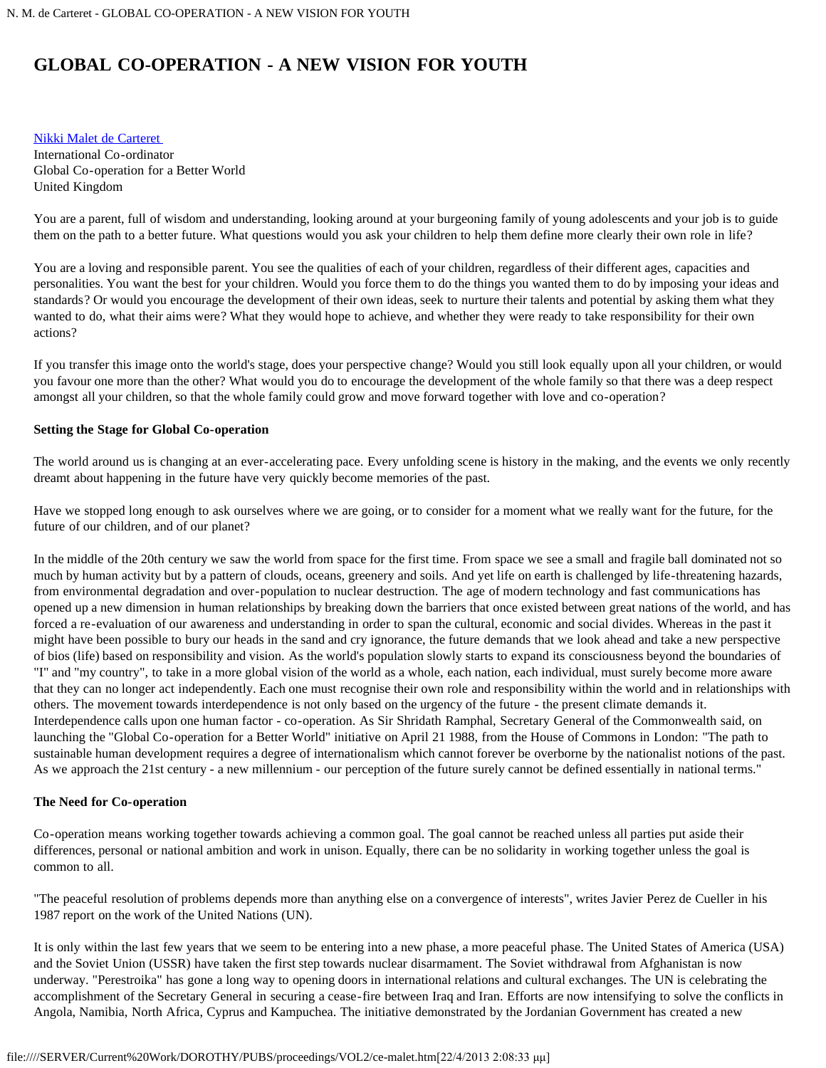# GLOBAL CO-OPERATION - A NEW VISION FOR YOUTH

Nikki Malet de Carteret
International Co-ordinator
Global Co-operation for a Better World
United Kingdom

You are a parent, full of wisdom and understanding, looking around at your burgeoning family of young adolescents and your job is to guide them on the path to a better future. What questions would you ask your children to help them define more clearly their own role in life?

You are a loving and responsible parent. You see the qualities of each of your children, regardless of their different ages, capacities and personalities. You want the best for your children. Would you force them to do the things you wanted them to do by imposing your ideas and standards? Or would you encourage the development of their own ideas, seek to nurture their talents and potential by asking them what they wanted to do, what their aims were? What they would hope to achieve, and whether they were ready to take responsibility for their own actions?

If you transfer this image onto the world's stage, does your perspective change? Would you still look equally upon all your children, or would you favour one more than the other? What would you do to encourage the development of the whole family so that there was a deep respect amongst all your children, so that the whole family could grow and move forward together with love and co-operation?

**Setting the Stage for Global Co-operation**

The world around us is changing at an ever-accelerating pace. Every unfolding scene is history in the making, and the events we only recently dreamt about happening in the future have very quickly become memories of the past.

Have we stopped long enough to ask ourselves where we are going, or to consider for a moment what we really want for the future, for the future of our children, and of our planet?

In the middle of the 20th century we saw the world from space for the first time. From space we see a small and fragile ball dominated not so much by human activity but by a pattern of clouds, oceans, greenery and soils. And yet life on earth is challenged by life-threatening hazards, from environmental degradation and over-population to nuclear destruction. The age of modern technology and fast communications has opened up a new dimension in human relationships by breaking down the barriers that once existed between great nations of the world, and has forced a re-evaluation of our awareness and understanding in order to span the cultural, economic and social divides. Whereas in the past it might have been possible to bury our heads in the sand and cry ignorance, the future demands that we look ahead and take a new perspective of bios (life) based on responsibility and vision. As the world's population slowly starts to expand its consciousness beyond the boundaries of "I" and "my country", to take in a more global vision of the world as a whole, each nation, each individual, must surely become more aware that they can no longer act independently. Each one must recognise their own role and responsibility within the world and in relationships with others. The movement towards interdependence is not only based on the urgency of the future - the present climate demands it. Interdependence calls upon one human factor - co-operation. As Sir Shridath Ramphal, Secretary General of the Commonwealth said, on launching the "Global Co-operation for a Better World" initiative on April 21 1988, from the House of Commons in London: "The path to sustainable human development requires a degree of internationalism which cannot forever be overborne by the nationalist notions of the past. As we approach the 21st century - a new millennium - our perception of the future surely cannot be defined essentially in national terms."

**The Need for Co-operation**

Co-operation means working together towards achieving a common goal. The goal cannot be reached unless all parties put aside their differences, personal or national ambition and work in unison. Equally, there can be no solidarity in working together unless the goal is common to all.

"The peaceful resolution of problems depends more than anything else on a convergence of interests", writes Javier Perez de Cueller in his 1987 report on the work of the United Nations (UN).

It is only within the last few years that we seem to be entering into a new phase, a more peaceful phase. The United States of America (USA) and the Soviet Union (USSR) have taken the first step towards nuclear disarmament. The Soviet withdrawal from Afghanistan is now underway. "Perestroika" has gone a long way to opening doors in international relations and cultural exchanges. The UN is celebrating the accomplishment of the Secretary General in securing a cease-fire between Iraq and Iran. Efforts are now intensifying to solve the conflicts in Angola, Namibia, North Africa, Cyprus and Kampuchea. The initiative demonstrated by the Jordanian Government has created a new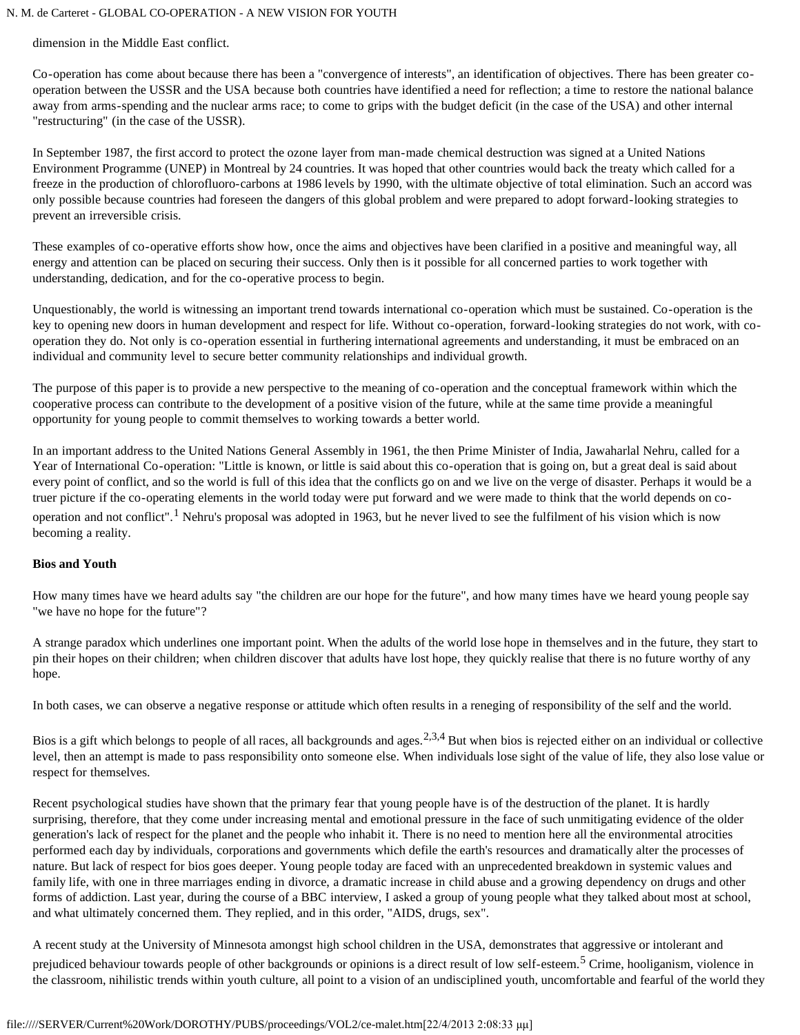dimension in the Middle East conflict.

Co-operation has come about because there has been a "convergence of interests", an identification of objectives. There has been greater co-operation between the USSR and the USA because both countries have identified a need for reflection; a time to restore the national balance away from arms-spending and the nuclear arms race; to come to grips with the budget deficit (in the case of the USA) and other internal "restructuring" (in the case of the USSR).

In September 1987, the first accord to protect the ozone layer from man-made chemical destruction was signed at a United Nations Environment Programme (UNEP) in Montreal by 24 countries. It was hoped that other countries would back the treaty which called for a freeze in the production of chlorofluoro-carbons at 1986 levels by 1990, with the ultimate objective of total elimination. Such an accord was only possible because countries had foreseen the dangers of this global problem and were prepared to adopt forward-looking strategies to prevent an irreversible crisis.

These examples of co-operative efforts show how, once the aims and objectives have been clarified in a positive and meaningful way, all energy and attention can be placed on securing their success. Only then is it possible for all concerned parties to work together with understanding, dedication, and for the co-operative process to begin.

Unquestionably, the world is witnessing an important trend towards international co-operation which must be sustained. Co-operation is the key to opening new doors in human development and respect for life. Without co-operation, forward-looking strategies do not work, with co-operation they do. Not only is co-operation essential in furthering international agreements and understanding, it must be embraced on an individual and community level to secure better community relationships and individual growth.

The purpose of this paper is to provide a new perspective to the meaning of co-operation and the conceptual framework within which the cooperative process can contribute to the development of a positive vision of the future, while at the same time provide a meaningful opportunity for young people to commit themselves to working towards a better world.

In an important address to the United Nations General Assembly in 1961, the then Prime Minister of India, Jawaharlal Nehru, called for a Year of International Co-operation: "Little is known, or little is said about this co-operation that is going on, but a great deal is said about every point of conflict, and so the world is full of this idea that the conflicts go on and we live on the verge of disaster. Perhaps it would be a truer picture if the co-operating elements in the world today were put forward and we were made to think that the world depends on co-operation and not conflict".[1] Nehru's proposal was adopted in 1963, but he never lived to see the fulfilment of his vision which is now becoming a reality.

**Bios and Youth**

How many times have we heard adults say "the children are our hope for the future", and how many times have we heard young people say "we have no hope for the future"?

A strange paradox which underlines one important point. When the adults of the world lose hope in themselves and in the future, they start to pin their hopes on their children; when children discover that adults have lost hope, they quickly realise that there is no future worthy of any hope.

In both cases, we can observe a negative response or attitude which often results in a reneging of responsibility of the self and the world.

Bios is a gift which belongs to people of all races, all backgrounds and ages.[2,3,4] But when bios is rejected either on an individual or collective level, then an attempt is made to pass responsibility onto someone else. When individuals lose sight of the value of life, they also lose value or respect for themselves.

Recent psychological studies have shown that the primary fear that young people have is of the destruction of the planet. It is hardly surprising, therefore, that they come under increasing mental and emotional pressure in the face of such unmitigating evidence of the older generation's lack of respect for the planet and the people who inhabit it. There is no need to mention here all the environmental atrocities performed each day by individuals, corporations and governments which defile the earth's resources and dramatically alter the processes of nature. But lack of respect for bios goes deeper. Young people today are faced with an unprecedented breakdown in systemic values and family life, with one in three marriages ending in divorce, a dramatic increase in child abuse and a growing dependency on drugs and other forms of addiction. Last year, during the course of a BBC interview, I asked a group of young people what they talked about most at school, and what ultimately concerned them. They replied, and in this order, "AIDS, drugs, sex".

A recent study at the University of Minnesota amongst high school children in the USA, demonstrates that aggressive or intolerant and prejudiced behaviour towards people of other backgrounds or opinions is a direct result of low self-esteem.[5] Crime, hooliganism, violence in the classroom, nihilistic trends within youth culture, all point to a vision of an undisciplined youth, uncomfortable and fearful of the world they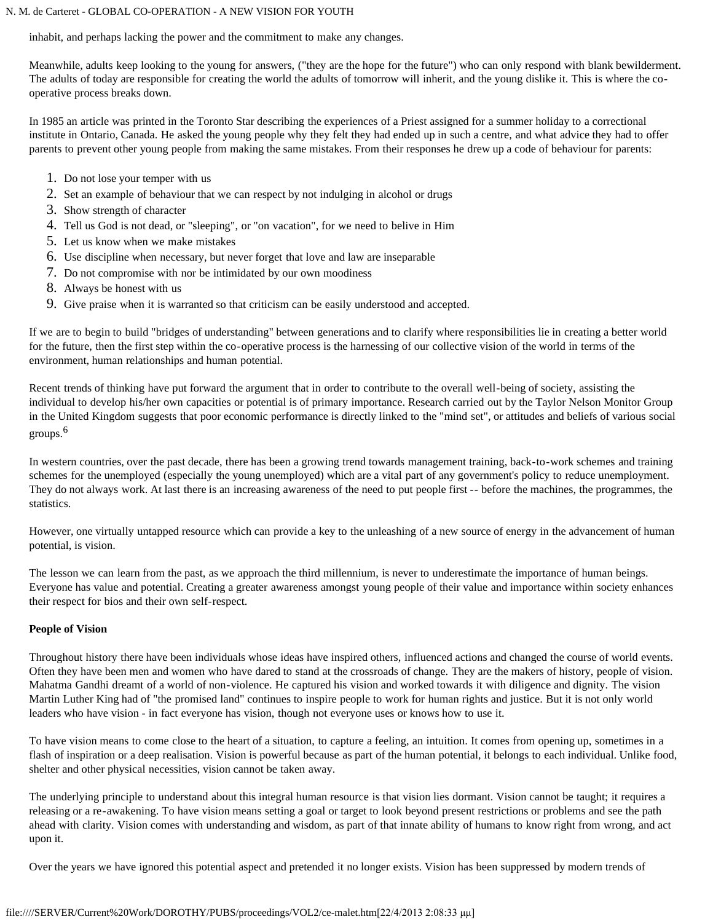inhabit, and perhaps lacking the power and the commitment to make any changes.

Meanwhile, adults keep looking to the young for answers, ("they are the hope for the future") who can only respond with blank bewilderment. The adults of today are responsible for creating the world the adults of tomorrow will inherit, and the young dislike it. This is where the co-operative process breaks down.

In 1985 an article was printed in the Toronto Star describing the experiences of a Priest assigned for a summer holiday to a correctional institute in Ontario, Canada. He asked the young people why they felt they had ended up in such a centre, and what advice they had to offer parents to prevent other young people from making the same mistakes. From their responses he drew up a code of behaviour for parents:

1. Do not lose your temper with us
2. Set an example of behaviour that we can respect by not indulging in alcohol or drugs
3. Show strength of character
4. Tell us God is not dead, or "sleeping", or "on vacation", for we need to belive in Him
5. Let us know when we make mistakes
6. Use discipline when necessary, but never forget that love and law are inseparable
7. Do not compromise with nor be intimidated by our own moodiness
8. Always be honest with us
9. Give praise when it is warranted so that criticism can be easily understood and accepted.

If we are to begin to build "bridges of understanding" between generations and to clarify where responsibilities lie in creating a better world for the future, then the first step within the co-operative process is the harnessing of our collective vision of the world in terms of the environment, human relationships and human potential.

Recent trends of thinking have put forward the argument that in order to contribute to the overall well-being of society, assisting the individual to develop his/her own capacities or potential is of primary importance. Research carried out by the Taylor Nelson Monitor Group in the United Kingdom suggests that poor economic performance is directly linked to the "mind set", or attitudes and beliefs of various social groups.[6]

In western countries, over the past decade, there has been a growing trend towards management training, back-to-work schemes and training schemes for the unemployed (especially the young unemployed) which are a vital part of any government's policy to reduce unemployment. They do not always work. At last there is an increasing awareness of the need to put people first -- before the machines, the programmes, the statistics.

However, one virtually untapped resource which can provide a key to the unleashing of a new source of energy in the advancement of human potential, is vision.

The lesson we can learn from the past, as we approach the third millennium, is never to underestimate the importance of human beings. Everyone has value and potential. Creating a greater awareness amongst young people of their value and importance within society enhances their respect for bios and their own self-respect.

**People of Vision**

Throughout history there have been individuals whose ideas have inspired others, influenced actions and changed the course of world events. Often they have been men and women who have dared to stand at the crossroads of change. They are the makers of history, people of vision. Mahatma Gandhi dreamt of a world of non-violence. He captured his vision and worked towards it with diligence and dignity. The vision Martin Luther King had of "the promised land" continues to inspire people to work for human rights and justice. But it is not only world leaders who have vision - in fact everyone has vision, though not everyone uses or knows how to use it.

To have vision means to come close to the heart of a situation, to capture a feeling, an intuition. It comes from opening up, sometimes in a flash of inspiration or a deep realisation. Vision is powerful because as part of the human potential, it belongs to each individual. Unlike food, shelter and other physical necessities, vision cannot be taken away.

The underlying principle to understand about this integral human resource is that vision lies dormant. Vision cannot be taught; it requires a releasing or a re-awakening. To have vision means setting a goal or target to look beyond present restrictions or problems and see the path ahead with clarity. Vision comes with understanding and wisdom, as part of that innate ability of humans to know right from wrong, and act upon it.

Over the years we have ignored this potential aspect and pretended it no longer exists. Vision has been suppressed by modern trends of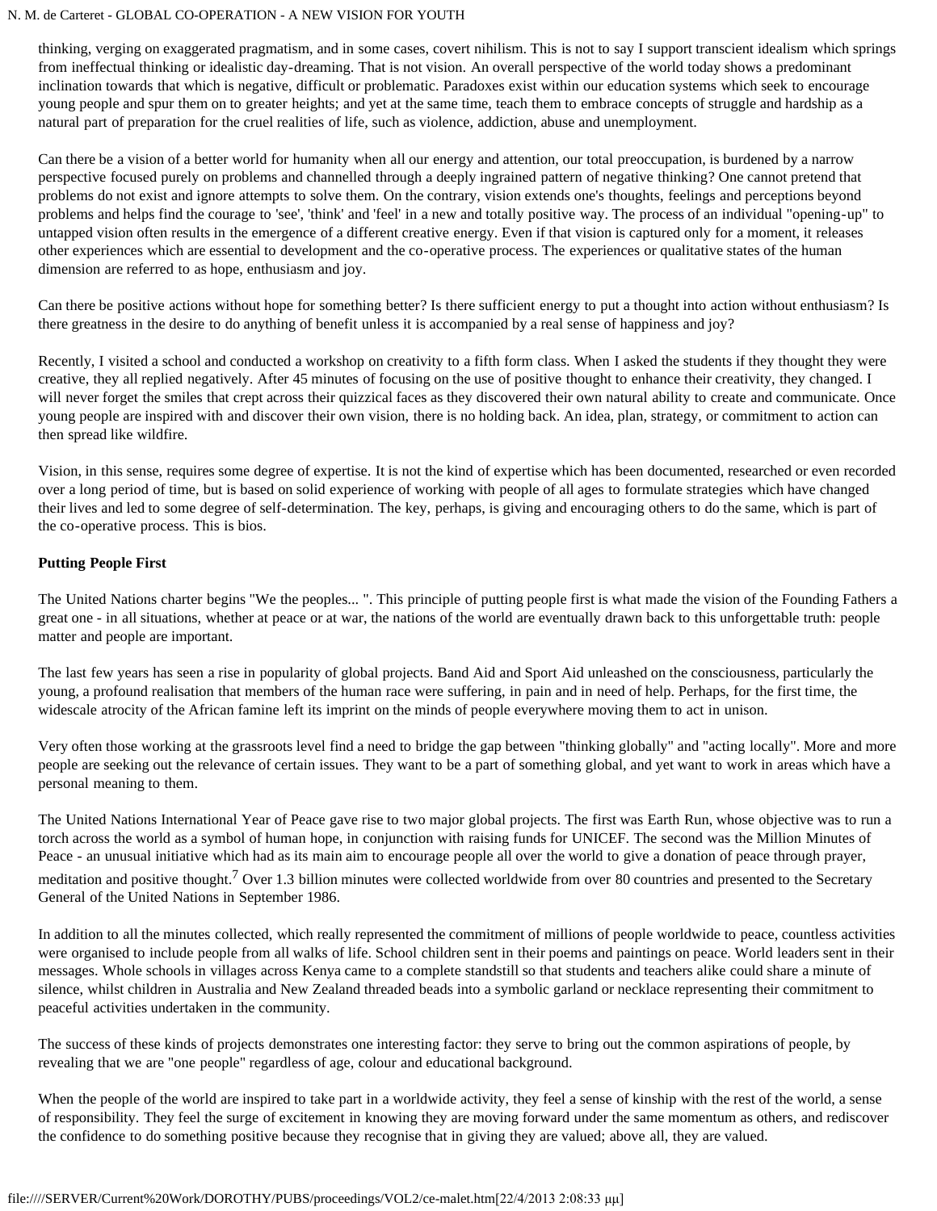thinking, verging on exaggerated pragmatism, and in some cases, covert nihilism. This is not to say I support transcient idealism which springs from ineffectual thinking or idealistic day-dreaming. That is not vision. An overall perspective of the world today shows a predominant inclination towards that which is negative, difficult or problematic. Paradoxes exist within our education systems which seek to encourage young people and spur them on to greater heights; and yet at the same time, teach them to embrace concepts of struggle and hardship as a natural part of preparation for the cruel realities of life, such as violence, addiction, abuse and unemployment.

Can there be a vision of a better world for humanity when all our energy and attention, our total preoccupation, is burdened by a narrow perspective focused purely on problems and channelled through a deeply ingrained pattern of negative thinking? One cannot pretend that problems do not exist and ignore attempts to solve them. On the contrary, vision extends one's thoughts, feelings and perceptions beyond problems and helps find the courage to 'see', 'think' and 'feel' in a new and totally positive way. The process of an individual "opening-up" to untapped vision often results in the emergence of a different creative energy. Even if that vision is captured only for a moment, it releases other experiences which are essential to development and the co-operative process. The experiences or qualitative states of the human dimension are referred to as hope, enthusiasm and joy.

Can there be positive actions without hope for something better? Is there sufficient energy to put a thought into action without enthusiasm? Is there greatness in the desire to do anything of benefit unless it is accompanied by a real sense of happiness and joy?

Recently, I visited a school and conducted a workshop on creativity to a fifth form class. When I asked the students if they thought they were creative, they all replied negatively. After 45 minutes of focusing on the use of positive thought to enhance their creativity, they changed. I will never forget the smiles that crept across their quizzical faces as they discovered their own natural ability to create and communicate. Once young people are inspired with and discover their own vision, there is no holding back. An idea, plan, strategy, or commitment to action can then spread like wildfire.

Vision, in this sense, requires some degree of expertise. It is not the kind of expertise which has been documented, researched or even recorded over a long period of time, but is based on solid experience of working with people of all ages to formulate strategies which have changed their lives and led to some degree of self-determination. The key, perhaps, is giving and encouraging others to do the same, which is part of the co-operative process. This is bios.

**Putting People First**

The United Nations charter begins "We the peoples... ". This principle of putting people first is what made the vision of the Founding Fathers a great one - in all situations, whether at peace or at war, the nations of the world are eventually drawn back to this unforgettable truth: people matter and people are important.

The last few years has seen a rise in popularity of global projects. Band Aid and Sport Aid unleashed on the consciousness, particularly the young, a profound realisation that members of the human race were suffering, in pain and in need of help. Perhaps, for the first time, the widescale atrocity of the African famine left its imprint on the minds of people everywhere moving them to act in unison.

Very often those working at the grassroots level find a need to bridge the gap between "thinking globally" and "acting locally". More and more people are seeking out the relevance of certain issues. They want to be a part of something global, and yet want to work in areas which have a personal meaning to them.

The United Nations International Year of Peace gave rise to two major global projects. The first was Earth Run, whose objective was to run a torch across the world as a symbol of human hope, in conjunction with raising funds for UNICEF. The second was the Million Minutes of Peace - an unusual initiative which had as its main aim to encourage people all over the world to give a donation of peace through prayer, meditation and positive thought.[7] Over 1.3 billion minutes were collected worldwide from over 80 countries and presented to the Secretary General of the United Nations in September 1986.

In addition to all the minutes collected, which really represented the commitment of millions of people worldwide to peace, countless activities were organised to include people from all walks of life. School children sent in their poems and paintings on peace. World leaders sent in their messages. Whole schools in villages across Kenya came to a complete standstill so that students and teachers alike could share a minute of silence, whilst children in Australia and New Zealand threaded beads into a symbolic garland or necklace representing their commitment to peaceful activities undertaken in the community.

The success of these kinds of projects demonstrates one interesting factor: they serve to bring out the common aspirations of people, by revealing that we are "one people" regardless of age, colour and educational background.

When the people of the world are inspired to take part in a worldwide activity, they feel a sense of kinship with the rest of the world, a sense of responsibility. They feel the surge of excitement in knowing they are moving forward under the same momentum as others, and rediscover the confidence to do something positive because they recognise that in giving they are valued; above all, they are valued.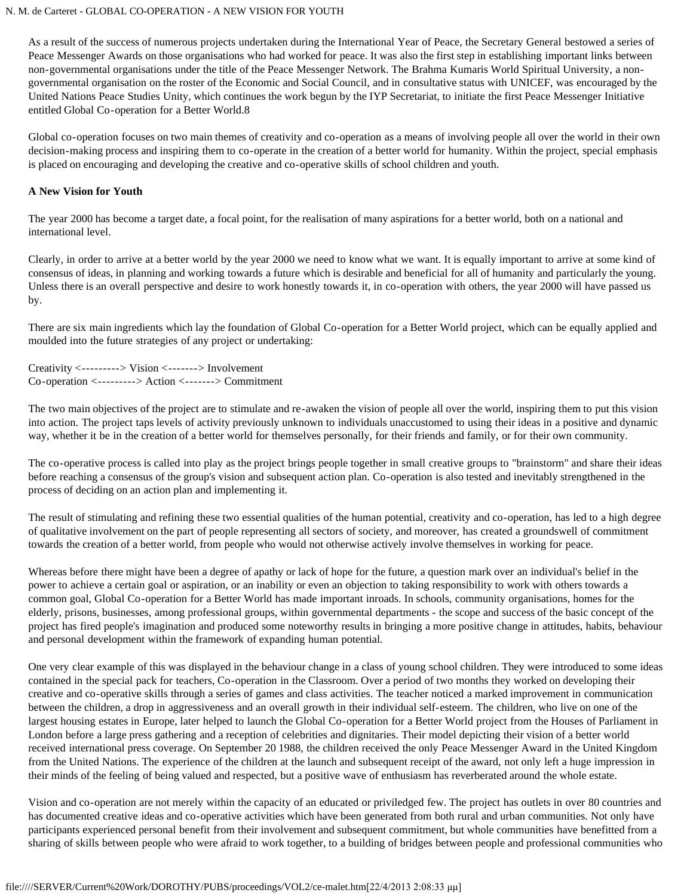As a result of the success of numerous projects undertaken during the International Year of Peace, the Secretary General bestowed a series of Peace Messenger Awards on those organisations who had worked for peace. It was also the first step in establishing important links between non-governmental organisations under the title of the Peace Messenger Network. The Brahma Kumaris World Spiritual University, a non-governmental organisation on the roster of the Economic and Social Council, and in consultative status with UNICEF, was encouraged by the United Nations Peace Studies Unity, which continues the work begun by the IYP Secretariat, to initiate the first Peace Messenger Initiative entitled Global Co-operation for a Better World.8

Global co-operation focuses on two main themes of creativity and co-operation as a means of involving people all over the world in their own decision-making process and inspiring them to co-operate in the creation of a better world for humanity. Within the project, special emphasis is placed on encouraging and developing the creative and co-operative skills of school children and youth.

**A New Vision for Youth**

The year 2000 has become a target date, a focal point, for the realisation of many aspirations for a better world, both on a national and international level.

Clearly, in order to arrive at a better world by the year 2000 we need to know what we want. It is equally important to arrive at some kind of consensus of ideas, in planning and working towards a future which is desirable and beneficial for all of humanity and particularly the young. Unless there is an overall perspective and desire to work honestly towards it, in co-operation with others, the year 2000 will have passed us by.

There are six main ingredients which lay the foundation of Global Co-operation for a Better World project, which can be equally applied and moulded into the future strategies of any project or undertaking:

Creativity <---------> Vision <-------> Involvement
Co-operation <---------> Action <-------> Commitment

The two main objectives of the project are to stimulate and re-awaken the vision of people all over the world, inspiring them to put this vision into action. The project taps levels of activity previously unknown to individuals unaccustomed to using their ideas in a positive and dynamic way, whether it be in the creation of a better world for themselves personally, for their friends and family, or for their own community.

The co-operative process is called into play as the project brings people together in small creative groups to "brainstorm" and share their ideas before reaching a consensus of the group's vision and subsequent action plan. Co-operation is also tested and inevitably strengthened in the process of deciding on an action plan and implementing it.

The result of stimulating and refining these two essential qualities of the human potential, creativity and co-operation, has led to a high degree of qualitative involvement on the part of people representing all sectors of society, and moreover, has created a groundswell of commitment towards the creation of a better world, from people who would not otherwise actively involve themselves in working for peace.

Whereas before there might have been a degree of apathy or lack of hope for the future, a question mark over an individual's belief in the power to achieve a certain goal or aspiration, or an inability or even an objection to taking responsibility to work with others towards a common goal, Global Co-operation for a Better World has made important inroads. In schools, community organisations, homes for the elderly, prisons, businesses, among professional groups, within governmental departments - the scope and success of the basic concept of the project has fired people's imagination and produced some noteworthy results in bringing a more positive change in attitudes, habits, behaviour and personal development within the framework of expanding human potential.

One very clear example of this was displayed in the behaviour change in a class of young school children. They were introduced to some ideas contained in the special pack for teachers, Co-operation in the Classroom. Over a period of two months they worked on developing their creative and co-operative skills through a series of games and class activities. The teacher noticed a marked improvement in communication between the children, a drop in aggressiveness and an overall growth in their individual self-esteem. The children, who live on one of the largest housing estates in Europe, later helped to launch the Global Co-operation for a Better World project from the Houses of Parliament in London before a large press gathering and a reception of celebrities and dignitaries. Their model depicting their vision of a better world received international press coverage. On September 20 1988, the children received the only Peace Messenger Award in the United Kingdom from the United Nations. The experience of the children at the launch and subsequent receipt of the award, not only left a huge impression in their minds of the feeling of being valued and respected, but a positive wave of enthusiasm has reverberated around the whole estate.

Vision and co-operation are not merely within the capacity of an educated or priviledged few. The project has outlets in over 80 countries and has documented creative ideas and co-operative activities which have been generated from both rural and urban communities. Not only have participants experienced personal benefit from their involvement and subsequent commitment, but whole communities have benefitted from a sharing of skills between people who were afraid to work together, to a building of bridges between people and professional communities who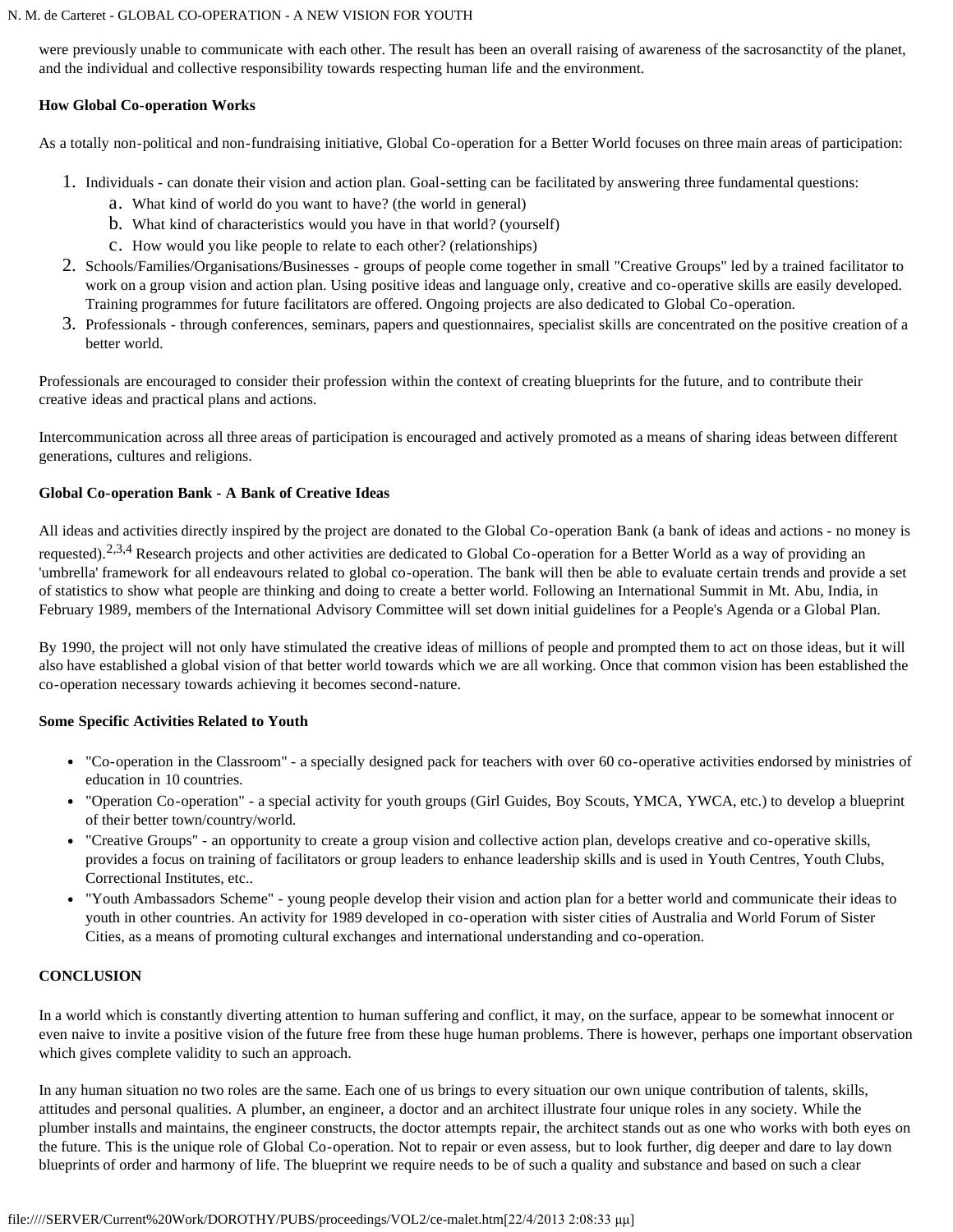were previously unable to communicate with each other. The result has been an overall raising of awareness of the sacrosanctity of the planet, and the individual and collective responsibility towards respecting human life and the environment.

**How Global Co-operation Works**

As a totally non-political and non-fundraising initiative, Global Co-operation for a Better World focuses on three main areas of participation:

1. Individuals - can donate their vision and action plan. Goal-setting can be facilitated by answering three fundamental questions:
    a. What kind of world do you want to have? (the world in general)
    b. What kind of characteristics would you have in that world? (yourself)
    c. How would you like people to relate to each other? (relationships)
2. Schools/Families/Organisations/Businesses - groups of people come together in small "Creative Groups" led by a trained facilitator to work on a group vision and action plan. Using positive ideas and language only, creative and co-operative skills are easily developed. Training programmes for future facilitators are offered. Ongoing projects are also dedicated to Global Co-operation.
3. Professionals - through conferences, seminars, papers and questionnaires, specialist skills are concentrated on the positive creation of a better world.

Professionals are encouraged to consider their profession within the context of creating blueprints for the future, and to contribute their creative ideas and practical plans and actions.

Intercommunication across all three areas of participation is encouraged and actively promoted as a means of sharing ideas between different generations, cultures and religions.

**Global Co-operation Bank - A Bank of Creative Ideas**

All ideas and activities directly inspired by the project are donated to the Global Co-operation Bank (a bank of ideas and actions - no money is requested).[2,3,4] Research projects and other activities are dedicated to Global Co-operation for a Better World as a way of providing an 'umbrella' framework for all endeavours related to global co-operation. The bank will then be able to evaluate certain trends and provide a set of statistics to show what people are thinking and doing to create a better world. Following an International Summit in Mt. Abu, India, in February 1989, members of the International Advisory Committee will set down initial guidelines for a People's Agenda or a Global Plan.

By 1990, the project will not only have stimulated the creative ideas of millions of people and prompted them to act on those ideas, but it will also have established a global vision of that better world towards which we are all working. Once that common vision has been established the co-operation necessary towards achieving it becomes second-nature.

**Some Specific Activities Related to Youth**

- "Co-operation in the Classroom" - a specially designed pack for teachers with over 60 co-operative activities endorsed by ministries of education in 10 countries.
- "Operation Co-operation" - a special activity for youth groups (Girl Guides, Boy Scouts, YMCA, YWCA, etc.) to develop a blueprint of their better town/country/world.
- "Creative Groups" - an opportunity to create a group vision and collective action plan, develops creative and co-operative skills, provides a focus on training of facilitators or group leaders to enhance leadership skills and is used in Youth Centres, Youth Clubs, Correctional Institutes, etc..
- "Youth Ambassadors Scheme" - young people develop their vision and action plan for a better world and communicate their ideas to youth in other countries. An activity for 1989 developed in co-operation with sister cities of Australia and World Forum of Sister Cities, as a means of promoting cultural exchanges and international understanding and co-operation.

**CONCLUSION**

In a world which is constantly diverting attention to human suffering and conflict, it may, on the surface, appear to be somewhat innocent or even naive to invite a positive vision of the future free from these huge human problems. There is however, perhaps one important observation which gives complete validity to such an approach.

In any human situation no two roles are the same. Each one of us brings to every situation our own unique contribution of talents, skills, attitudes and personal qualities. A plumber, an engineer, a doctor and an architect illustrate four unique roles in any society. While the plumber installs and maintains, the engineer constructs, the doctor attempts repair, the architect stands out as one who works with both eyes on the future. This is the unique role of Global Co-operation. Not to repair or even assess, but to look further, dig deeper and dare to lay down blueprints of order and harmony of life. The blueprint we require needs to be of such a quality and substance and based on such a clear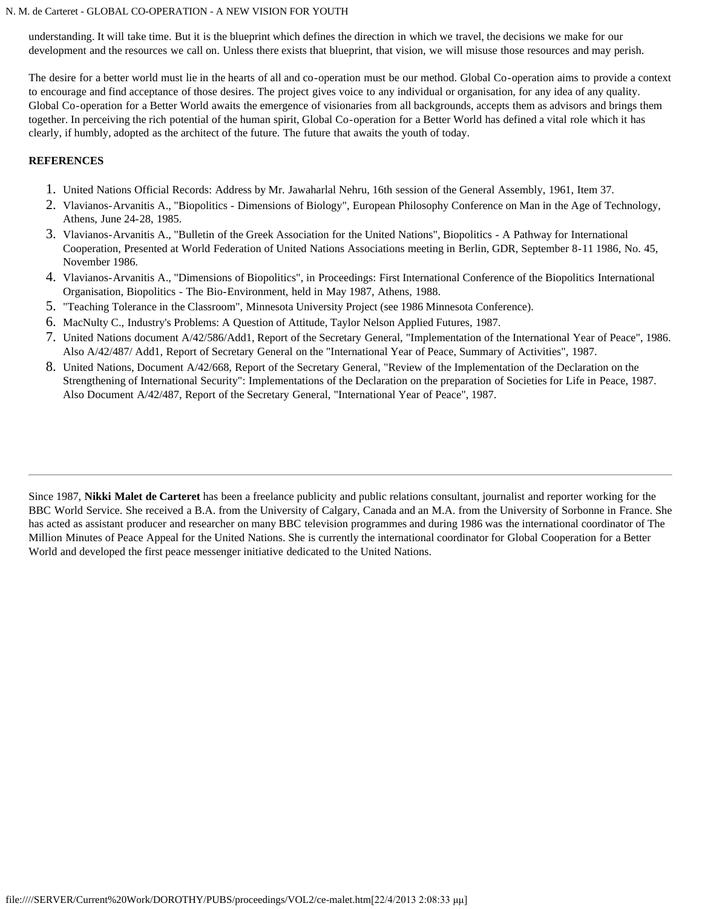understanding. It will take time. But it is the blueprint which defines the direction in which we travel, the decisions we make for our development and the resources we call on. Unless there exists that blueprint, that vision, we will misuse those resources and may perish.

The desire for a better world must lie in the hearts of all and co-operation must be our method. Global Co-operation aims to provide a context to encourage and find acceptance of those desires. The project gives voice to any individual or organisation, for any idea of any quality. Global Co-operation for a Better World awaits the emergence of visionaries from all backgrounds, accepts them as advisors and brings them together. In perceiving the rich potential of the human spirit, Global Co-operation for a Better World has defined a vital role which it has clearly, if humbly, adopted as the architect of the future. The future that awaits the youth of today.

**REFERENCES**

1. United Nations Official Records: Address by Mr. Jawaharlal Nehru, 16th session of the General Assembly, 1961, Item 37.
2. Vlavianos-Arvanitis A., "Biopolitics - Dimensions of Biology", European Philosophy Conference on Man in the Age of Technology, Athens, June 24-28, 1985.
3. Vlavianos-Arvanitis A., "Bulletin of the Greek Association for the United Nations", Biopolitics - A Pathway for International Cooperation, Presented at World Federation of United Nations Associations meeting in Berlin, GDR, September 8-11 1986, No. 45, November 1986.
4. Vlavianos-Arvanitis A., "Dimensions of Biopolitics", in Proceedings: First International Conference of the Biopolitics International Organisation, Biopolitics - The Bio-Environment, held in May 1987, Athens, 1988.
5. "Teaching Tolerance in the Classroom", Minnesota University Project (see 1986 Minnesota Conference).
6. MacNulty C., Industry's Problems: A Question of Attitude, Taylor Nelson Applied Futures, 1987.
7. United Nations document A/42/586/Add1, Report of the Secretary General, "Implementation of the International Year of Peace", 1986. Also A/42/487/ Add1, Report of Secretary General on the "International Year of Peace, Summary of Activities", 1987.
8. United Nations, Document A/42/668, Report of the Secretary General, "Review of the Implementation of the Declaration on the Strengthening of International Security": Implementations of the Declaration on the preparation of Societies for Life in Peace, 1987. Also Document A/42/487, Report of the Secretary General, "International Year of Peace", 1987.

---

Since 1987, **Nikki Malet de Carteret** has been a freelance publicity and public relations consultant, journalist and reporter working for the BBC World Service. She received a B.A. from the University of Calgary, Canada and an M.A. from the University of Sorbonne in France. She has acted as assistant producer and researcher on many BBC television programmes and during 1986 was the international coordinator of The Million Minutes of Peace Appeal for the United Nations. She is currently the international coordinator for Global Cooperation for a Better World and developed the first peace messenger initiative dedicated to the United Nations.